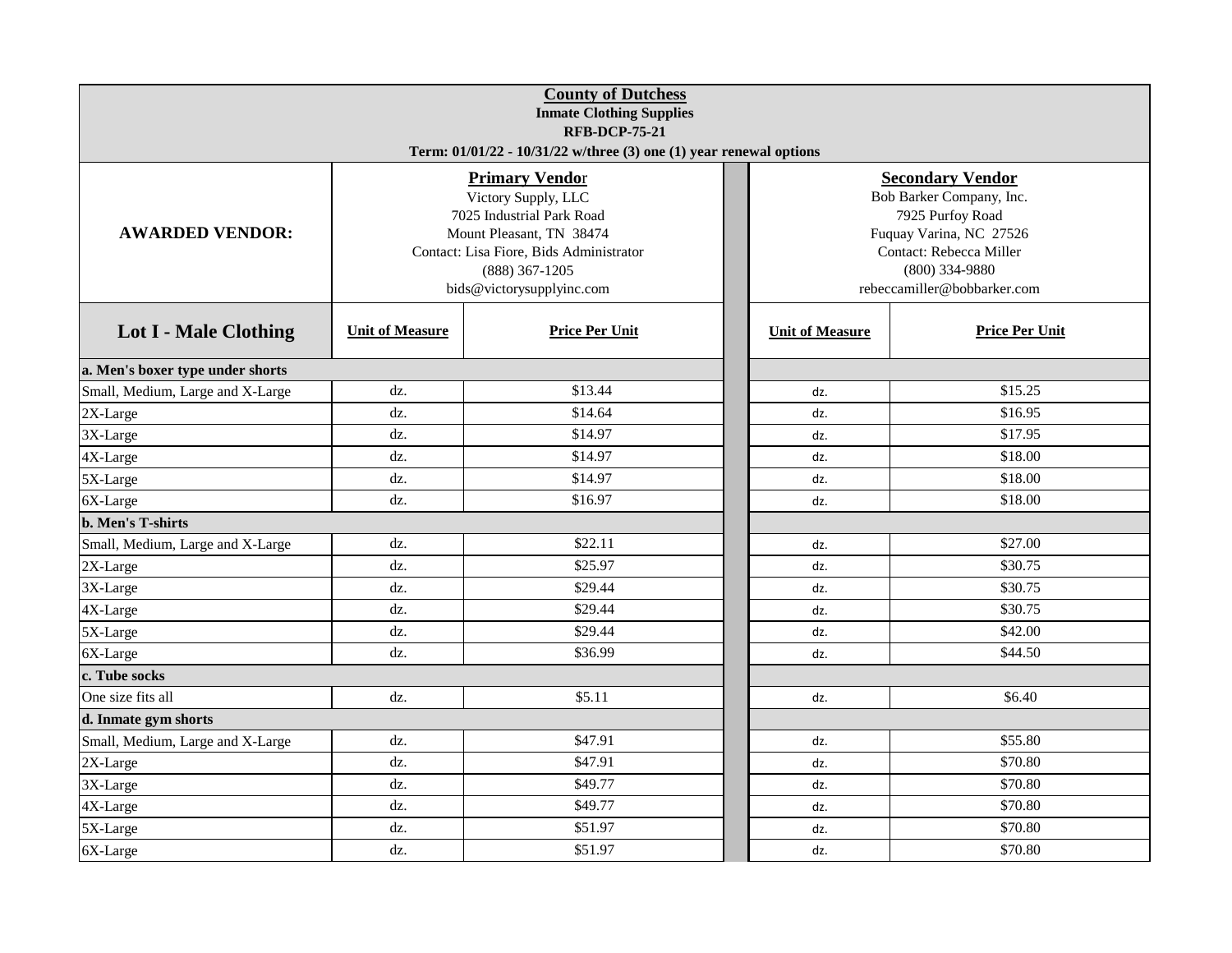**County of Dutchess**
**Inmate Clothing Supplies**
**RFB-DCP-75-21**
**Term: 01/01/22 - 10/31/22 w/three (3) one (1) year renewal options**

| **AWARDED VENDOR:** | **Primary Vendor**<br>Victory Supply, LLC<br>7025 Industrial Park Road<br>Mount Pleasant, TN 38474<br>Contact: Lisa Fiore, Bids Administrator<br>(888) 367-1205<br>bids@victorysupplyinc.com | | **Secondary Vendor**<br>Bob Barker Company, Inc.<br>7925 Purfoy Road<br>Fuquay Varina, NC 27526<br>Contact: Rebecca Miller<br>(800) 334-9880<br>rebeccamiller@bobbarker.com | |
|---|---|---|---|---|
| **Lot I - Male Clothing** | **Unit of Measure** | **Price Per Unit** | **Unit of Measure** | **Price Per Unit** |
| **a. Men's boxer type under shorts** | | | | |
| Small, Medium, Large and X-Large | dz. | $13.44 | dz. | $15.25 |
| 2X-Large | dz. | $14.64 | dz. | $16.95 |
| 3X-Large | dz. | $14.97 | dz. | $17.95 |
| 4X-Large | dz. | $14.97 | dz. | $18.00 |
| 5X-Large | dz. | $14.97 | dz. | $18.00 |
| 6X-Large | dz. | $16.97 | dz. | $18.00 |
| **b. Men's T-shirts** | | | | |
| Small, Medium, Large and X-Large | dz. | $22.11 | dz. | $27.00 |
| 2X-Large | dz. | $25.97 | dz. | $30.75 |
| 3X-Large | dz. | $29.44 | dz. | $30.75 |
| 4X-Large | dz. | $29.44 | dz. | $30.75 |
| 5X-Large | dz. | $29.44 | dz. | $42.00 |
| 6X-Large | dz. | $36.99 | dz. | $44.50 |
| **c. Tube socks** | | | | |
| One size fits all | dz. | $5.11 | dz. | $6.40 |
| **d. Inmate gym shorts** | | | | |
| Small, Medium, Large and X-Large | dz. | $47.91 | dz. | $55.80 |
| 2X-Large | dz. | $47.91 | dz. | $70.80 |
| 3X-Large | dz. | $49.77 | dz. | $70.80 |
| 4X-Large | dz. | $49.77 | dz. | $70.80 |
| 5X-Large | dz. | $51.97 | dz. | $70.80 |
| 6X-Large | dz. | $51.97 | dz. | $70.80 |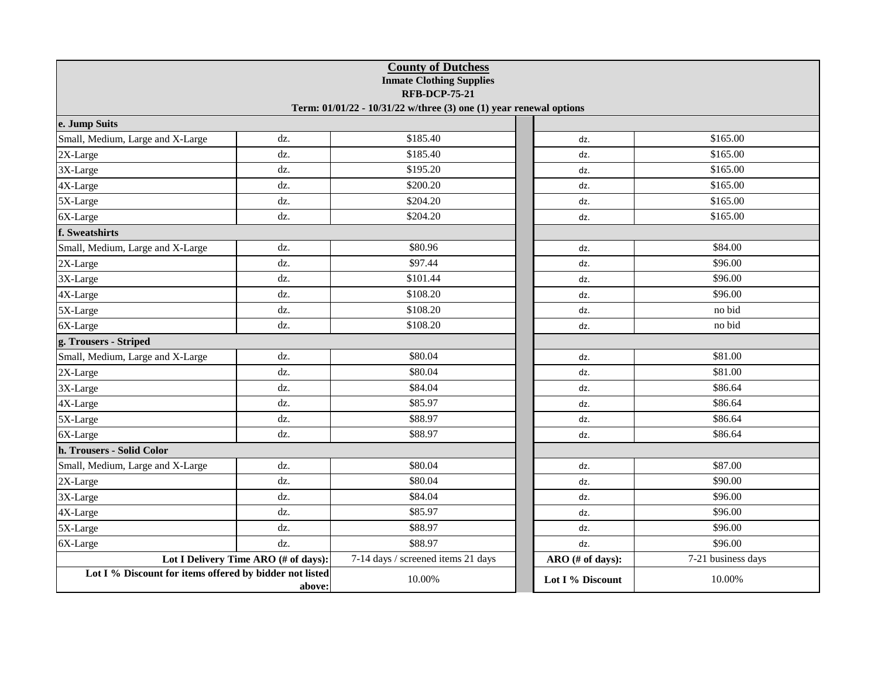**County of Dutchess**
**Inmate Clothing Supplies**
**RFB-DCP-75-21**
**Term: 01/01/22 - 10/31/22 w/three (3) one (1) year renewal options**

| | | | | | |
|---|---|---|---|---|---|
| **e. Jump Suits** | | | | | |
| Small, Medium, Large and X-Large | dz. | $185.40 | | dz. | $165.00 |
| 2X-Large | dz. | $185.40 | | dz. | $165.00 |
| 3X-Large | dz. | $195.20 | | dz. | $165.00 |
| 4X-Large | dz. | $200.20 | | dz. | $165.00 |
| 5X-Large | dz. | $204.20 | | dz. | $165.00 |
| 6X-Large | dz. | $204.20 | | dz. | $165.00 |
| **f. Sweatshirts** | | | | | |
| Small, Medium, Large and X-Large | dz. | $80.96 | | dz. | $84.00 |
| 2X-Large | dz. | $97.44 | | dz. | $96.00 |
| 3X-Large | dz. | $101.44 | | dz. | $96.00 |
| 4X-Large | dz. | $108.20 | | dz. | $96.00 |
| 5X-Large | dz. | $108.20 | | dz. | no bid |
| 6X-Large | dz. | $108.20 | | dz. | no bid |
| **g. Trousers - Striped** | | | | | |
| Small, Medium, Large and X-Large | dz. | $80.04 | | dz. | $81.00 |
| 2X-Large | dz. | $80.04 | | dz. | $81.00 |
| 3X-Large | dz. | $84.04 | | dz. | $86.64 |
| 4X-Large | dz. | $85.97 | | dz. | $86.64 |
| 5X-Large | dz. | $88.97 | | dz. | $86.64 |
| 6X-Large | dz. | $88.97 | | dz. | $86.64 |
| **h. Trousers - Solid Color** | | | | | |
| Small, Medium, Large and X-Large | dz. | $80.04 | | dz. | $87.00 |
| 2X-Large | dz. | $80.04 | | dz. | $90.00 |
| 3X-Large | dz. | $84.04 | | dz. | $96.00 |
| 4X-Large | dz. | $85.97 | | dz. | $96.00 |
| 5X-Large | dz. | $88.97 | | dz. | $96.00 |
| 6X-Large | dz. | $88.97 | | dz. | $96.00 |
| **Lot I Delivery Time ARO (# of days):** | | 7-14 days / screened items 21 days | | **ARO (# of days):** | 7-21 business days |
| **Lot I % Discount for items offered by bidder not listed above:** | | 10.00% | | **Lot I % Discount** | 10.00% |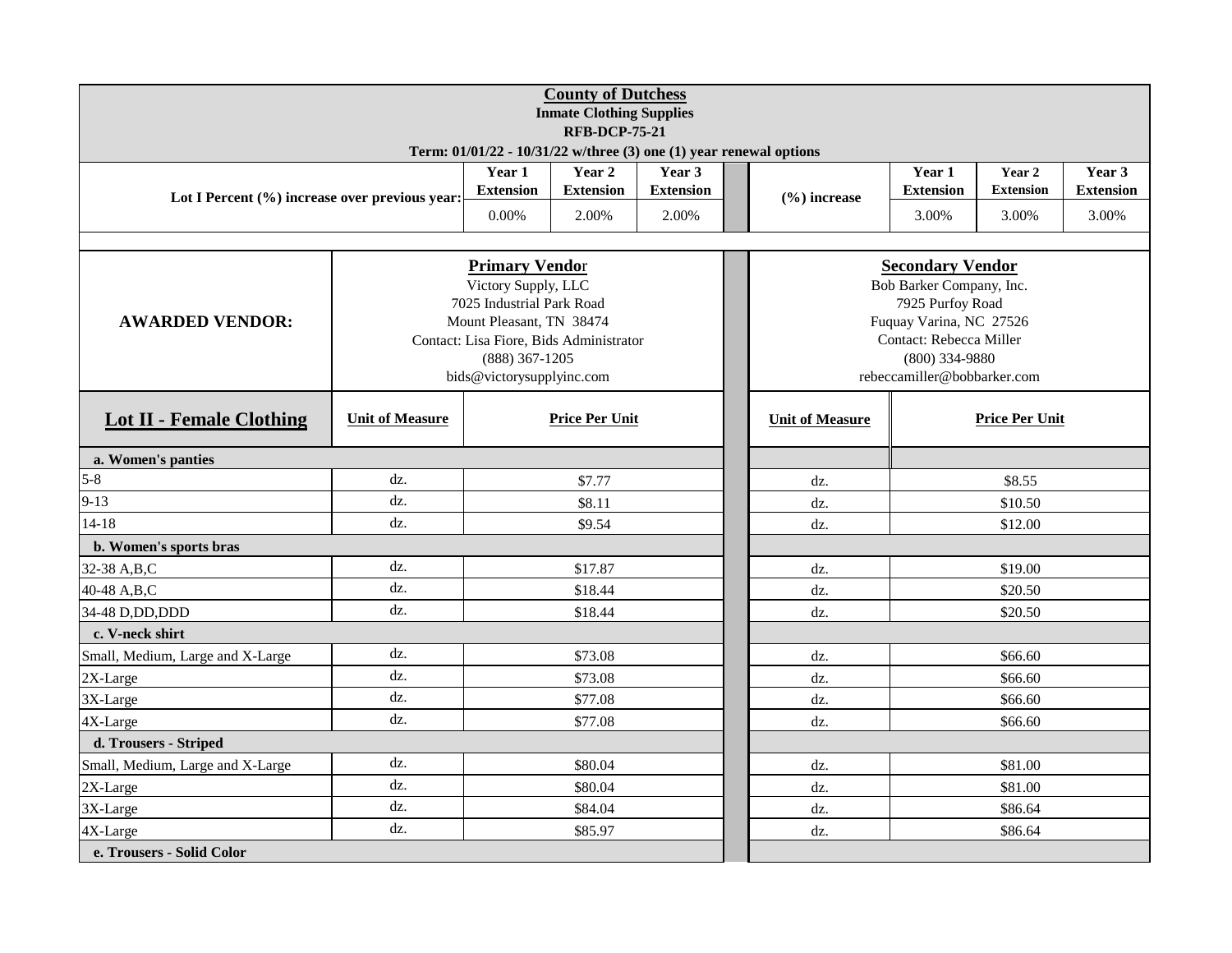**County of Dutchess**
**Inmate Clothing Supplies**
**RFB-DCP-75-21**
**Term: 01/01/22 - 10/31/22 w/three (3) one (1) year renewal options**

| Lot I Percent (%) increase over previous year: | Year 1 Extension | Year 2 Extension | Year 3 Extension | (%) increase | Year 1 Extension | Year 2 Extension | Year 3 Extension |
|---|---|---|---|---|---|---|---|
| | 0.00% | 2.00% | 2.00% | | 3.00% | 3.00% | 3.00% |

| AWARDED VENDOR: | Primary Vendor | Secondary Vendor |
|---|---|---|
| | Victory Supply, LLC<br>7025 Industrial Park Road<br>Mount Pleasant, TN 38474<br>Contact: Lisa Fiore, Bids Administrator<br>(888) 367-1205<br>bids@victorysupplyinc.com | Bob Barker Company, Inc.<br>7925 Purfoy Road<br>Fuquay Varina, NC 27526<br>Contact: Rebecca Miller<br>(800) 334-9880<br>rebeccamiller@bobbarker.com |

| Lot II - Female Clothing | Unit of Measure | Price Per Unit | Unit of Measure | Price Per Unit |
|---|---|---|---|---|
| **a. Women's panties** | | | | |
| 5-8 | dz. | $7.77 | dz. | $8.55 |
| 9-13 | dz. | $8.11 | dz. | $10.50 |
| 14-18 | dz. | $9.54 | dz. | $12.00 |
| **b. Women's sports bras** | | | | |
| 32-38 A,B,C | dz. | $17.87 | dz. | $19.00 |
| 40-48 A,B,C | dz. | $18.44 | dz. | $20.50 |
| 34-48 D,DD,DDD | dz. | $18.44 | dz. | $20.50 |
| **c. V-neck shirt** | | | | |
| Small, Medium, Large and X-Large | dz. | $73.08 | dz. | $66.60 |
| 2X-Large | dz. | $73.08 | dz. | $66.60 |
| 3X-Large | dz. | $77.08 | dz. | $66.60 |
| 4X-Large | dz. | $77.08 | dz. | $66.60 |
| **d. Trousers - Striped** | | | | |
| Small, Medium, Large and X-Large | dz. | $80.04 | dz. | $81.00 |
| 2X-Large | dz. | $80.04 | dz. | $81.00 |
| 3X-Large | dz. | $84.04 | dz. | $86.64 |
| 4X-Large | dz. | $85.97 | dz. | $86.64 |
| **e. Trousers - Solid Color** | | | | |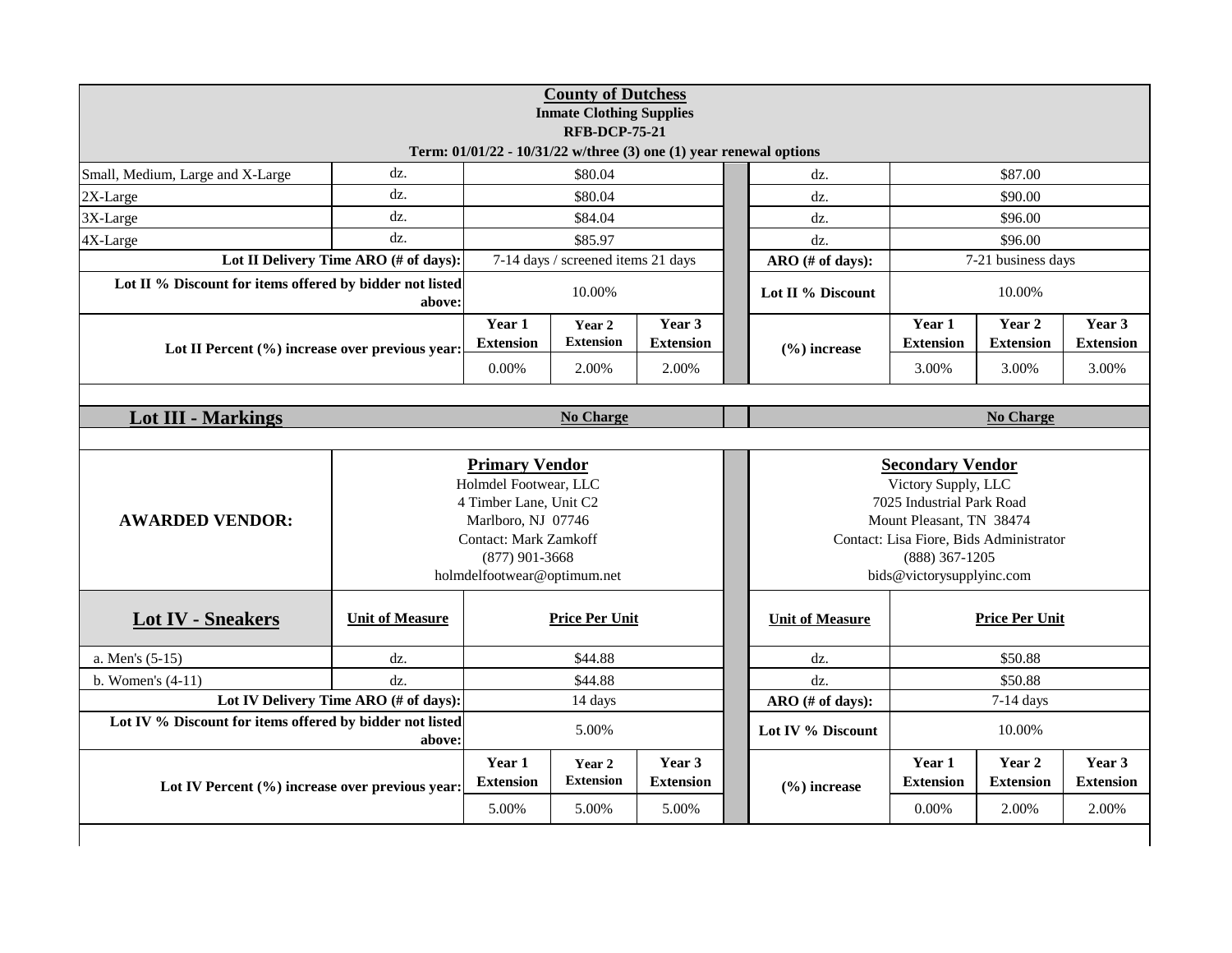**County of Dutchess**
**Inmate Clothing Supplies**
**RFB-DCP-75-21**
**Term: 01/01/22 - 10/31/22 w/three (3) one (1) year renewal options**

| | | | | | | | | |
|---|---|---|---|---|---|---|---|---|
| Small, Medium, Large and X-Large | dz. | $80.04 | | | dz. | $87.00 | | |
| 2X-Large | dz. | $80.04 | | | dz. | $90.00 | | |
| 3X-Large | dz. | $84.04 | | | dz. | $96.00 | | |
| 4X-Large | dz. | $85.97 | | | dz. | $96.00 | | |
| **Lot II Delivery Time ARO (# of days):** | | 7-14 days / screened items 21 days | | | **ARO (# of days):** | 7-21 business days | | |
| **Lot II % Discount for items offered by bidder not listed above:** | | 10.00% | | | **Lot II % Discount** | 10.00% | | |
| **Lot II Percent (%) increase over previous year:** | | **Year 1 Extension** | **Year 2 Extension** | **Year 3 Extension** | **(%) increase** | **Year 1 Extension** | **Year 2 Extension** | **Year 3 Extension** |
| | | 0.00% | 2.00% | 2.00% | | 3.00% | 3.00% | 3.00% |

| **Lot III - Markings** | **No Charge** | **No Charge** |
|---|---|---|

| **AWARDED VENDOR:** | **Primary Vendor** | **Secondary Vendor** |
|---|---|---|
| | Holmdel Footwear, LLC<br>4 Timber Lane, Unit C2<br>Marlboro, NJ 07746<br>Contact: Mark Zamkoff<br>(877) 901-3668<br>holmdelfootwear@optimum.net | Victory Supply, LLC<br>7025 Industrial Park Road<br>Mount Pleasant, TN 38474<br>Contact: Lisa Fiore, Bids Administrator<br>(888) 367-1205<br>bids@victorysupplyinc.com |

| **Lot IV - Sneakers** | **Unit of Measure** | **Price Per Unit** | | | **Unit of Measure** | **Price Per Unit** | | |
|---|---|---|---|---|---|---|---|---|
| a. Men's (5-15) | dz. | $44.88 | | | dz. | $50.88 | | |
| b. Women's (4-11) | dz. | $44.88 | | | dz. | $50.88 | | |
| **Lot IV Delivery Time ARO (# of days):** | | 14 days | | | **ARO (# of days):** | 7-14 days | | |
| **Lot IV % Discount for items offered by bidder not listed above:** | | 5.00% | | | **Lot IV % Discount** | 10.00% | | |
| **Lot IV Percent (%) increase over previous year:** | | **Year 1 Extension** | **Year 2 Extension** | **Year 3 Extension** | **(%) increase** | **Year 1 Extension** | **Year 2 Extension** | **Year 3 Extension** |
| | | 5.00% | 5.00% | 5.00% | | 0.00% | 2.00% | 2.00% |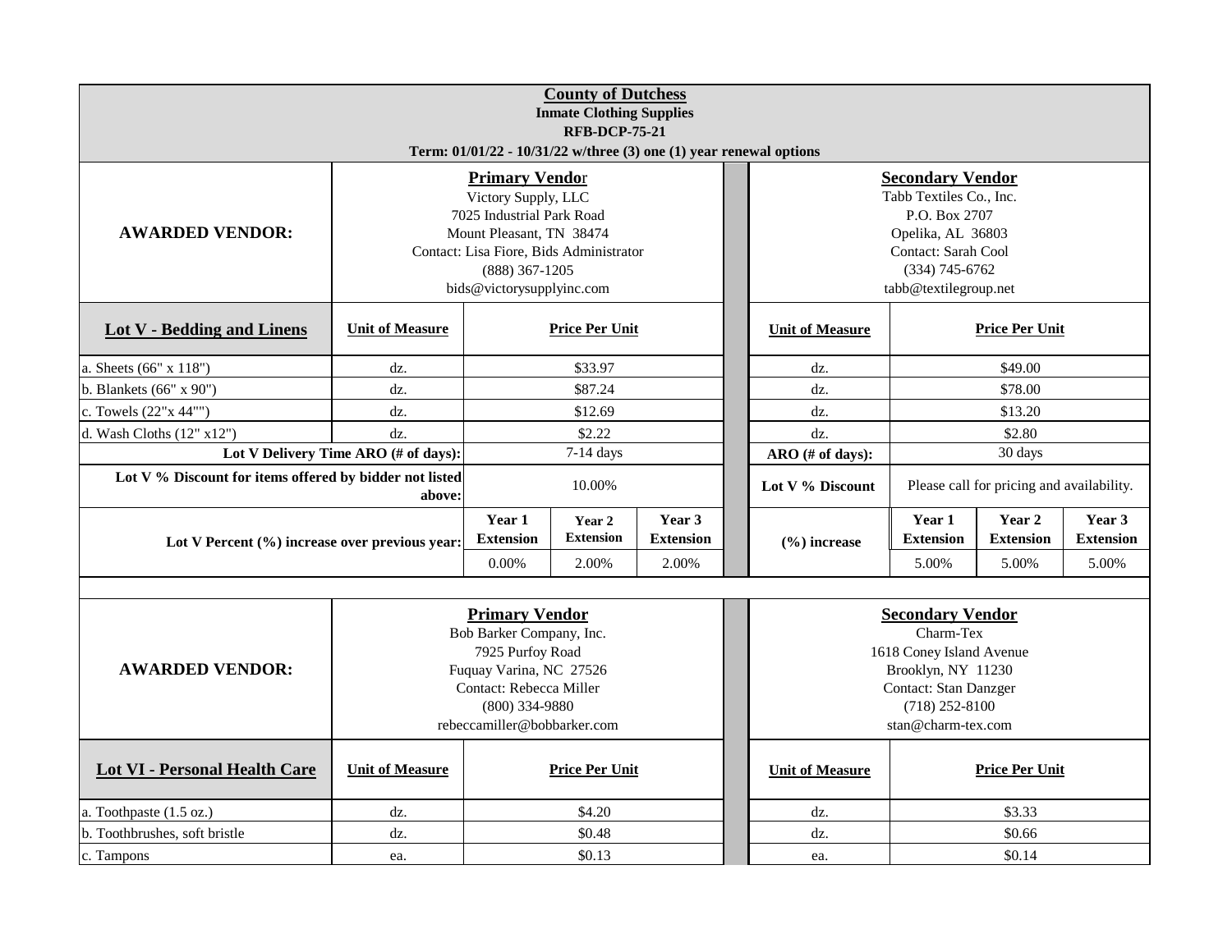**County of Dutchess**
**Inmate Clothing Supplies**
**RFB-DCP-75-21**
**Term: 01/01/22 - 10/31/22 w/three (3) one (1) year renewal options**

| **AWARDED VENDOR:** | **Primary Vendor**<br>Victory Supply, LLC<br>7025 Industrial Park Road<br>Mount Pleasant, TN 38474<br>Contact: Lisa Fiore, Bids Administrator<br>(888) 367-1205<br>bids@victorysupplyinc.com | | | | **Secondary Vendor**<br>Tabb Textiles Co., Inc.<br>P.O. Box 2707<br>Opelika, AL 36803<br>Contact: Sarah Cool<br>(334) 745-6762<br>tabb@textilegroup.net | | |
|---|---|---|---|---|---|---|---|
| **Lot V - Bedding and Linens** | **Unit of Measure** | **Price Per Unit** | | | **Unit of Measure** | **Price Per Unit** | |
| a. Sheets (66" x 118") | dz. | $33.97 | | | dz. | $49.00 | |
| b. Blankets (66" x 90") | dz. | $87.24 | | | dz. | $78.00 | |
| c. Towels (22"x 44"") | dz. | $12.69 | | | dz. | $13.20 | |
| d. Wash Cloths (12" x12") | dz. | $2.22 | | | dz. | $2.80 | |
| **Lot V Delivery Time ARO (# of days):** | | 7-14 days | | | **ARO (# of days):** | 30 days | |
| **Lot V % Discount for items offered by bidder not listed above:** | | 10.00% | | | **Lot V % Discount** | Please call for pricing and availability. | |
| **Lot V Percent (%) increase over previous year:** | | **Year 1 Extension** | **Year 2 Extension** | **Year 3 Extension** | **(%) increase** | **Year 1 Extension** | **Year 2 Extension** | **Year 3 Extension** |
| | | 0.00% | 2.00% | 2.00% | | 5.00% | 5.00% | 5.00% |

| **AWARDED VENDOR:** | **Primary Vendor**<br>Bob Barker Company, Inc.<br>7925 Purfoy Road<br>Fuquay Varina, NC 27526<br>Contact: Rebecca Miller<br>(800) 334-9880<br>rebeccamiller@bobbarker.com | | **Secondary Vendor**<br>Charm-Tex<br>1618 Coney Island Avenue<br>Brooklyn, NY 11230<br>Contact: Stan Danzger<br>(718) 252-8100<br>stan@charm-tex.com | |
|---|---|---|---|---|
| **Lot VI - Personal Health Care** | **Unit of Measure** | **Price Per Unit** | **Unit of Measure** | **Price Per Unit** |
| a. Toothpaste (1.5 oz.) | dz. | $4.20 | dz. | $3.33 |
| b. Toothbrushes, soft bristle | dz. | $0.48 | dz. | $0.66 |
| c. Tampons | ea. | $0.13 | ea. | $0.14 |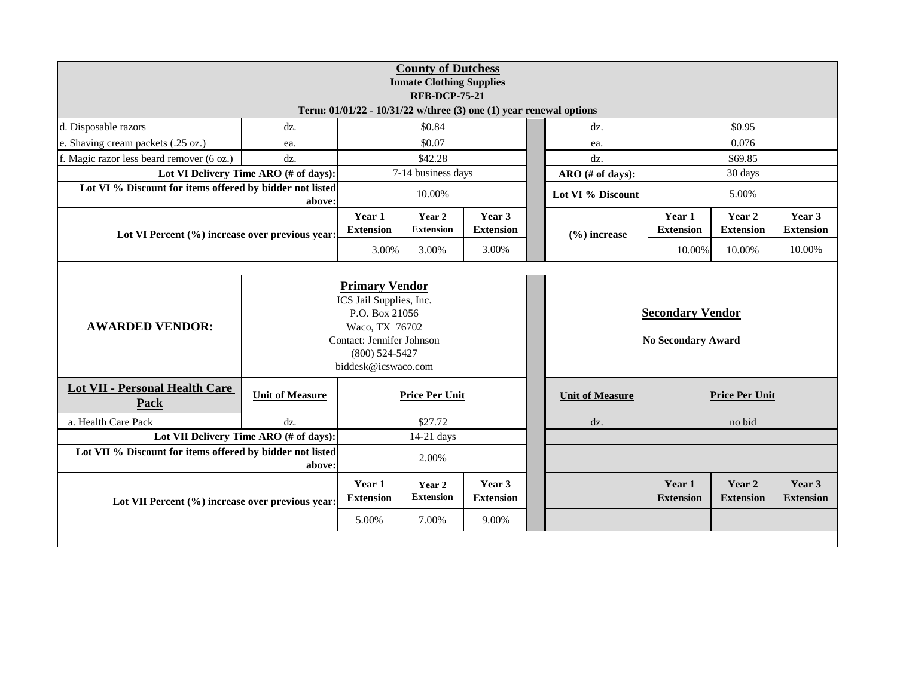**County of Dutchess**
**Inmate Clothing Supplies**
**RFB-DCP-75-21**
**Term: 01/01/22 - 10/31/22 w/three (3) one (1) year renewal options**

| | | | | | | | | |
|---|---|---|---|---|---|---|---|---|
| d. Disposable razors | dz. | $0.84 | | | dz. | $0.95 | | |
| e. Shaving cream packets (.25 oz.) | ea. | $0.07 | | | ea. | 0.076 | | |
| f. Magic razor less beard remover (6 oz.) | dz. | $42.28 | | | dz. | $69.85 | | |
| **Lot VI Delivery Time ARO (# of days):** | | 7-14 business days | | | **ARO (# of days):** | 30 days | | |
| **Lot VI % Discount for items offered by bidder not listed above:** | | 10.00% | | | **Lot VI % Discount** | 5.00% | | |
| **Lot VI Percent (%) increase over previous year:** | | **Year 1 Extension** | **Year 2 Extension** | **Year 3 Extension** | **(%) increase** | **Year 1 Extension** | **Year 2 Extension** | **Year 3 Extension** |
| | | 3.00% | 3.00% | 3.00% | | 10.00% | 10.00% | 10.00% |

| | | | | | | | | |
|---|---|---|---|---|---|---|---|---|
| **AWARDED VENDOR:** | **Primary Vendor**<br>ICS Jail Supplies, Inc.<br>P.O. Box 21056<br>Waco, TX 76702<br>Contact: Jennifer Johnson<br>(800) 524-5427<br>biddesk@icswaco.com | | | | **Secondary Vendor**<br>**No Secondary Award** | | | |
| **Lot VII - Personal Health Care Pack** | **Unit of Measure** | **Price Per Unit** | | | **Unit of Measure** | **Price Per Unit** | | |
| a. Health Care Pack | dz. | $27.72 | | | dz. | no bid | | |
| **Lot VII Delivery Time ARO (# of days):** | | 14-21 days | | | | | | |
| **Lot VII % Discount for items offered by bidder not listed above:** | | 2.00% | | | | | | |
| **Lot VII Percent (%) increase over previous year:** | | **Year 1 Extension** | **Year 2 Extension** | **Year 3 Extension** | | **Year 1 Extension** | **Year 2 Extension** | **Year 3 Extension** |
| | | 5.00% | 7.00% | 9.00% | | | | |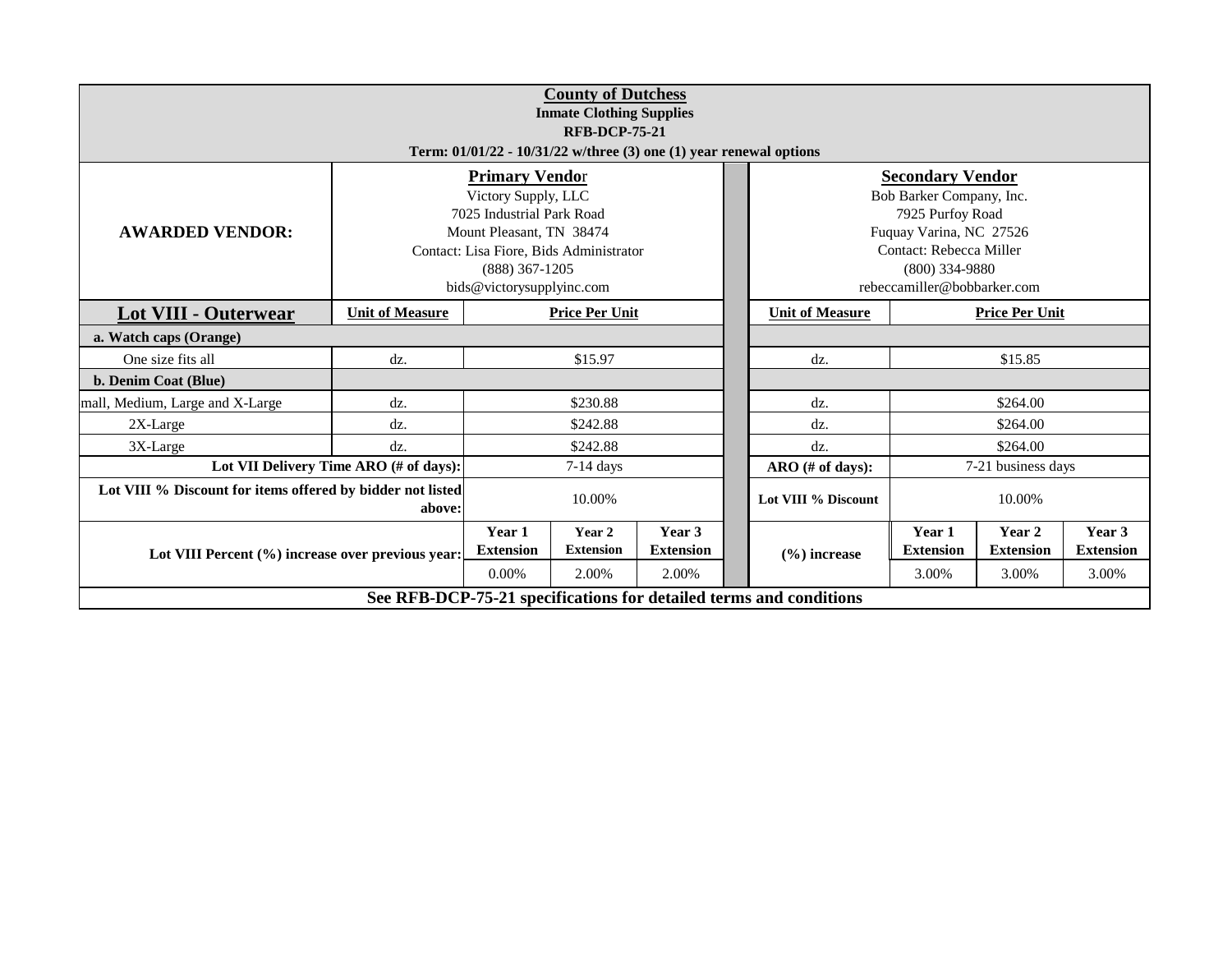**County of Dutchess**
**Inmate Clothing Supplies**
**RFB-DCP-75-21**
**Term: 01/01/22 - 10/31/22 w/three (3) one (1) year renewal options**

| | | | | | | | | |
|---|---|---|---|---|---|---|---|---|
| **AWARDED VENDOR:** | **Primary Vendor**<br>Victory Supply, LLC<br>7025 Industrial Park Road<br>Mount Pleasant, TN 38474<br>Contact: Lisa Fiore, Bids Administrator<br>(888) 367-1205<br>bids@victorysupplyinc.com | | | | **Secondary Vendor**<br>Bob Barker Company, Inc.<br>7925 Purfoy Road<br>Fuquay Varina, NC 27526<br>Contact: Rebecca Miller<br>(800) 334-9880<br>rebeccamiller@bobbarker.com | | | |
| **Lot VIII - Outerwear** | **Unit of Measure** | **Price Per Unit** | | | **Unit of Measure** | **Price Per Unit** | | |
| **a. Watch caps (Orange)** | | | | | | | | |
| One size fits all | dz. | $15.97 | | | dz. | $15.85 | | |
| **b. Denim Coat (Blue)** | | | | | | | | |
| mall, Medium, Large and X-Large | dz. | $230.88 | | | dz. | $264.00 | | |
| 2X-Large | dz. | $242.88 | | | dz. | $264.00 | | |
| 3X-Large | dz. | $242.88 | | | dz. | $264.00 | | |
| **Lot VII Delivery Time ARO (# of days):** | | 7-14 days | | | **ARO (# of days):** | 7-21 business days | | |
| **Lot VIII % Discount for items offered by bidder not listed above:** | | 10.00% | | | **Lot VIII % Discount** | 10.00% | | |
| **Lot VIII Percent (%) increase over previous year:** | | **Year 1 Extension** | **Year 2 Extension** | **Year 3 Extension** | **(%) increase** | **Year 1 Extension** | **Year 2 Extension** | **Year 3 Extension** |
| | | 0.00% | 2.00% | 2.00% | | 3.00% | 3.00% | 3.00% |

**See RFB-DCP-75-21 specifications for detailed terms and conditions**